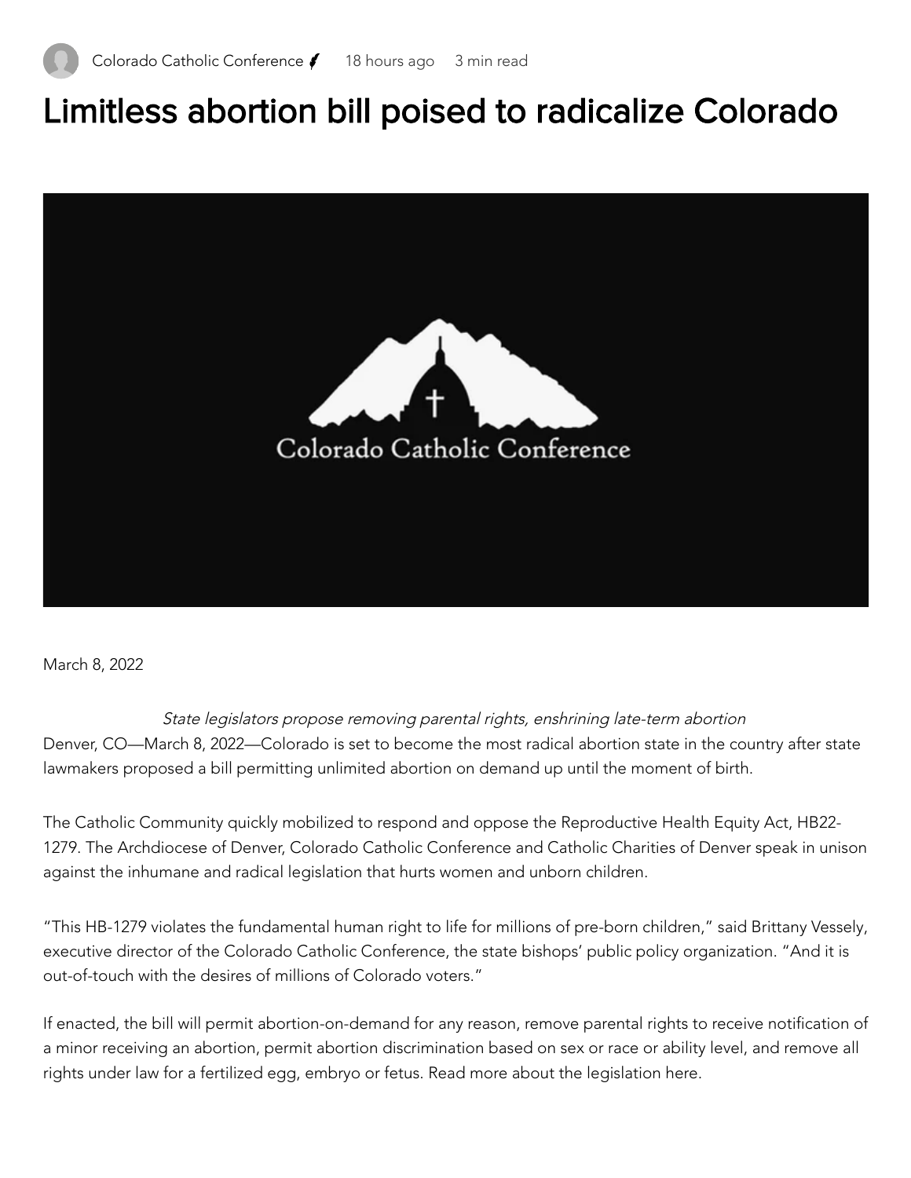Colorado Catholic Conference 18 hours ago 3 min read

# Limitless abortion bill poised to radicalize Colorado

March 8, 2022

*State legislators propose removing parental rights, enshrining late-term abortion*

Denver, CO—March 8, 2022—Colorado is set to become the most radical abortion state in the country after state lawmakers proposed a bill permitting unlimited abortion on demand up until the moment of birth.

The Catholic Community quickly mobilized to respond and oppose the Reproductive Health Equity Act, HB22-1279. The Archdiocese of Denver, Colorado Catholic Conference and Catholic Charities of Denver speak in unison against the inhumane and radical legislation that hurts women and unborn children.

"This HB-1279 violates the fundamental human right to life for millions of pre-born children," said Brittany Vessely, executive director of the Colorado Catholic Conference, the state bishops' public policy organization. "And it is out-of-touch with the desires of millions of Colorado voters."

If enacted, the bill will permit abortion-on-demand for any reason, remove parental rights to receive notification of a minor receiving an abortion, permit abortion discrimination based on sex or race or ability level, and remove all rights under law for a fertilized egg, embryo or fetus. Read more about the legislation here.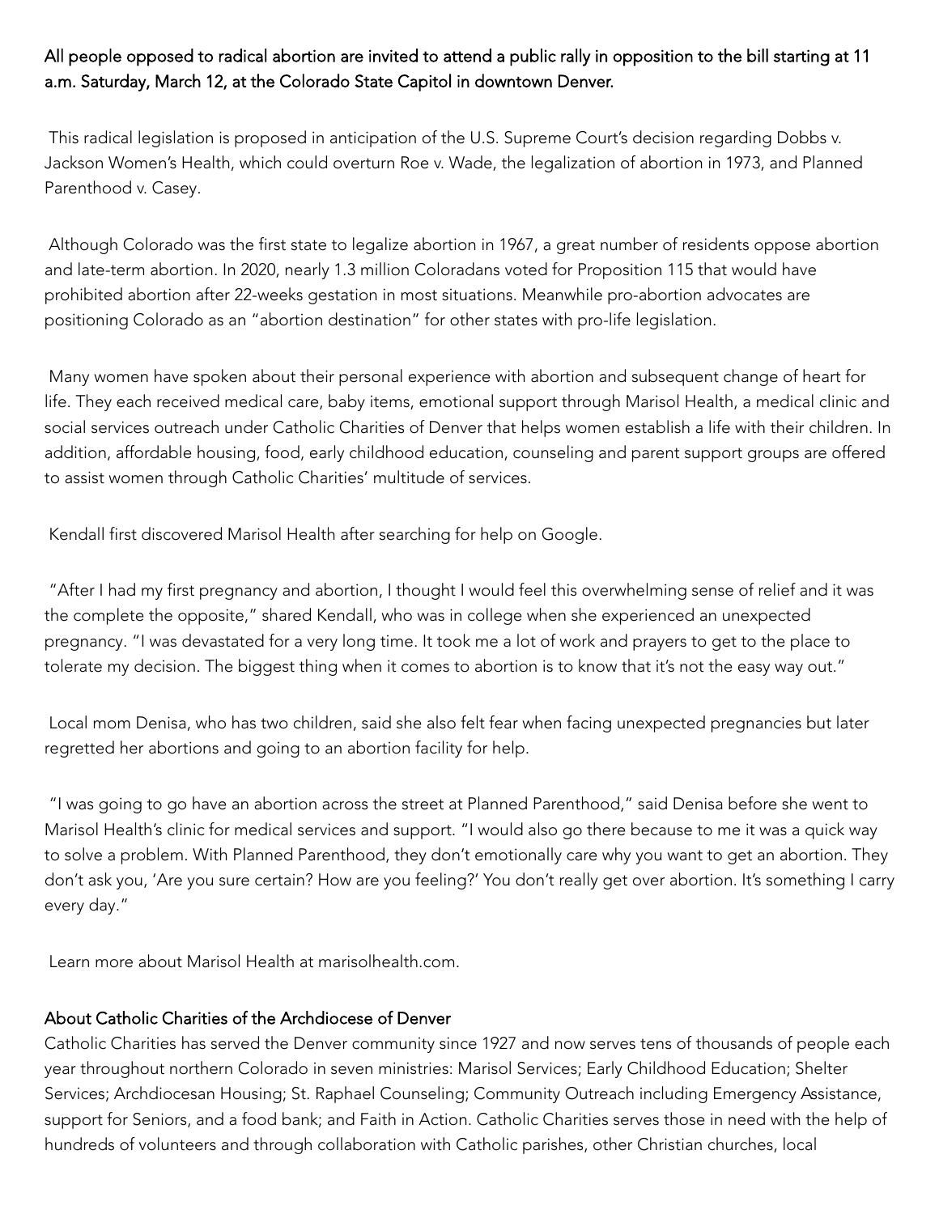**All people opposed to radical abortion are invited to attend a public rally in opposition to the bill starting at 11 a.m. Saturday, March 12, at the Colorado State Capitol in downtown Denver.**

This radical legislation is proposed in anticipation of the U.S. Supreme Court's decision regarding Dobbs v. Jackson Women's Health, which could overturn Roe v. Wade, the legalization of abortion in 1973, and Planned Parenthood v. Casey.

Although Colorado was the first state to legalize abortion in 1967, a great number of residents oppose abortion and late-term abortion. In 2020, nearly 1.3 million Coloradans voted for Proposition 115 that would have prohibited abortion after 22-weeks gestation in most situations. Meanwhile pro-abortion advocates are positioning Colorado as an "abortion destination" for other states with pro-life legislation.

Many women have spoken about their personal experience with abortion and subsequent change of heart for life. They each received medical care, baby items, emotional support through Marisol Health, a medical clinic and social services outreach under Catholic Charities of Denver that helps women establish a life with their children. In addition, affordable housing, food, early childhood education, counseling and parent support groups are offered to assist women through Catholic Charities' multitude of services.

Kendall first discovered Marisol Health after searching for help on Google.

"After I had my first pregnancy and abortion, I thought I would feel this overwhelming sense of relief and it was the complete the opposite," shared Kendall, who was in college when she experienced an unexpected pregnancy. "I was devastated for a very long time. It took me a lot of work and prayers to get to the place to tolerate my decision. The biggest thing when it comes to abortion is to know that it's not the easy way out."

Local mom Denisa, who has two children, said she also felt fear when facing unexpected pregnancies but later regretted her abortions and going to an abortion facility for help.

"I was going to go have an abortion across the street at Planned Parenthood," said Denisa before she went to Marisol Health's clinic for medical services and support. "I would also go there because to me it was a quick way to solve a problem. With Planned Parenthood, they don't emotionally care why you want to get an abortion. They don't ask you, 'Are you sure certain? How are you feeling?' You don't really get over abortion. It's something I carry every day."

Learn more about Marisol Health at marisolhealth.com.

## About Catholic Charities of the Archdiocese of Denver

Catholic Charities has served the Denver community since 1927 and now serves tens of thousands of people each year throughout northern Colorado in seven ministries: Marisol Services; Early Childhood Education; Shelter Services; Archdiocesan Housing; St. Raphael Counseling; Community Outreach including Emergency Assistance, support for Seniors, and a food bank; and Faith in Action. Catholic Charities serves those in need with the help of hundreds of volunteers and through collaboration with Catholic parishes, other Christian churches, local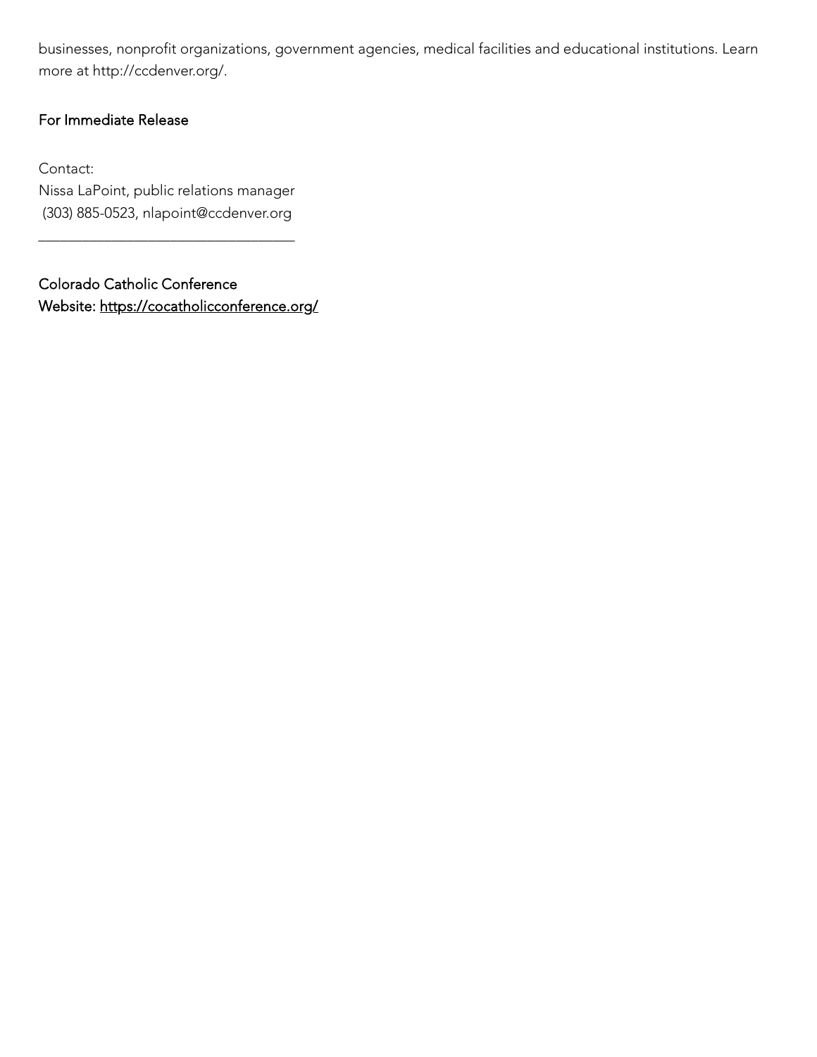businesses, nonprofit organizations, government agencies, medical facilities and educational institutions. Learn more at http://ccdenver.org/.

For Immediate Release

Contact:
Nissa LaPoint, public relations manager
(303) 885-0523, nlapoint@ccdenver.org

---

Colorado Catholic Conference
Website: https://cocatholicconference.org/